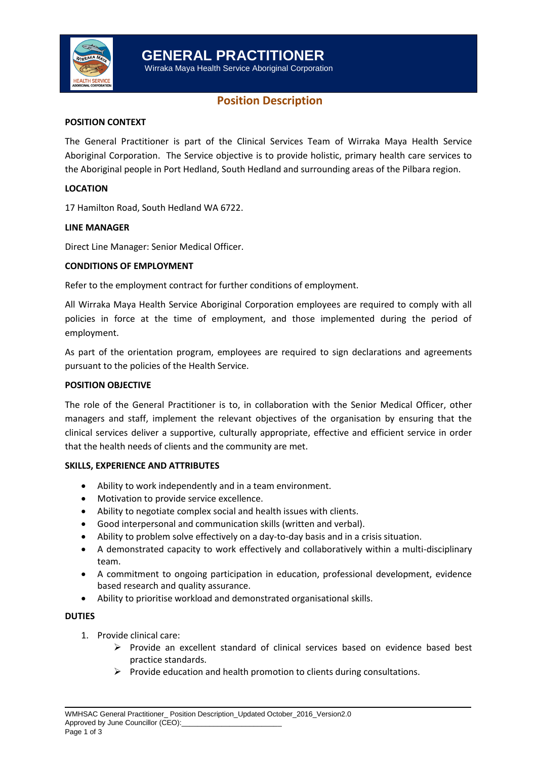# GENERAL PRACTITIONER

Wirraka Maya Health Service Aboriginal Corporation

## Position Description

**POSITION CONTEXT**

The General Practitioner is part of the Clinical Services Team of Wirraka Maya Health Service Aboriginal Corporation. The Service objective is to provide holistic, primary health care services to the Aboriginal people in Port Hedland, South Hedland and surrounding areas of the Pilbara region.

**LOCATION**

17 Hamilton Road, South Hedland WA 6722.

**LINE MANAGER**

Direct Line Manager: Senior Medical Officer.

**CONDITIONS OF EMPLOYMENT**

Refer to the employment contract for further conditions of employment.

All Wirraka Maya Health Service Aboriginal Corporation employees are required to comply with all policies in force at the time of employment, and those implemented during the period of employment.

As part of the orientation program, employees are required to sign declarations and agreements pursuant to the policies of the Health Service.

**POSITION OBJECTIVE**

The role of the General Practitioner is to, in collaboration with the Senior Medical Officer, other managers and staff, implement the relevant objectives of the organisation by ensuring that the clinical services deliver a supportive, culturally appropriate, effective and efficient service in order that the health needs of clients and the community are met.

**SKILLS, EXPERIENCE AND ATTRIBUTES**

- Ability to work independently and in a team environment.
- Motivation to provide service excellence.
- Ability to negotiate complex social and health issues with clients.
- Good interpersonal and communication skills (written and verbal).
- Ability to problem solve effectively on a day-to-day basis and in a crisis situation.
- A demonstrated capacity to work effectively and collaboratively within a multi-disciplinary team.
- A commitment to ongoing participation in education, professional development, evidence based research and quality assurance.
- Ability to prioritise workload and demonstrated organisational skills.

**DUTIES**

1. Provide clinical care:
   - Provide an excellent standard of clinical services based on evidence based best practice standards.
   - Provide education and health promotion to clients during consultations.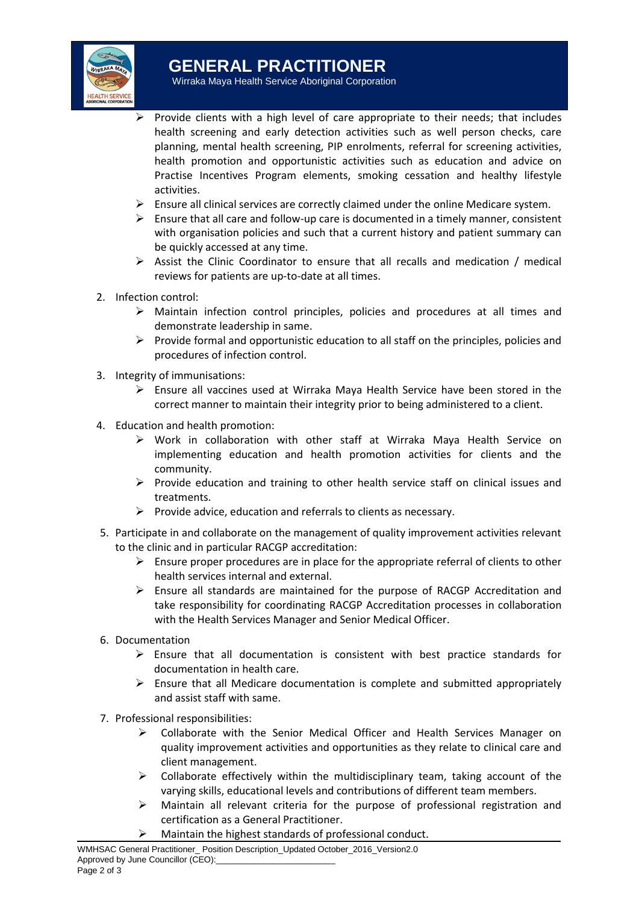- Provide clients with a high level of care appropriate to their needs; that includes health screening and early detection activities such as well person checks, care planning, mental health screening, PIP enrolments, referral for screening activities, health promotion and opportunistic activities such as education and advice on Practise Incentives Program elements, smoking cessation and healthy lifestyle activities.
- Ensure all clinical services are correctly claimed under the online Medicare system.
- Ensure that all care and follow-up care is documented in a timely manner, consistent with organisation policies and such that a current history and patient summary can be quickly accessed at any time.
- Assist the Clinic Coordinator to ensure that all recalls and medication / medical reviews for patients are up-to-date at all times.

2. Infection control:
   - Maintain infection control principles, policies and procedures at all times and demonstrate leadership in same.
   - Provide formal and opportunistic education to all staff on the principles, policies and procedures of infection control.
3. Integrity of immunisations:
   - Ensure all vaccines used at Wirraka Maya Health Service have been stored in the correct manner to maintain their integrity prior to being administered to a client.
4. Education and health promotion:
   - Work in collaboration with other staff at Wirraka Maya Health Service on implementing education and health promotion activities for clients and the community.
   - Provide education and training to other health service staff on clinical issues and treatments.
   - Provide advice, education and referrals to clients as necessary.
5. Participate in and collaborate on the management of quality improvement activities relevant to the clinic and in particular RACGP accreditation:
   - Ensure proper procedures are in place for the appropriate referral of clients to other health services internal and external.
   - Ensure all standards are maintained for the purpose of RACGP Accreditation and take responsibility for coordinating RACGP Accreditation processes in collaboration with the Health Services Manager and Senior Medical Officer.
6. Documentation
   - Ensure that all documentation is consistent with best practice standards for documentation in health care.
   - Ensure that all Medicare documentation is complete and submitted appropriately and assist staff with same.
7. Professional responsibilities:
   - Collaborate with the Senior Medical Officer and Health Services Manager on quality improvement activities and opportunities as they relate to clinical care and client management.
   - Collaborate effectively within the multidisciplinary team, taking account of the varying skills, educational levels and contributions of different team members.
   - Maintain all relevant criteria for the purpose of professional registration and certification as a General Practitioner.
   - Maintain the highest standards of professional conduct.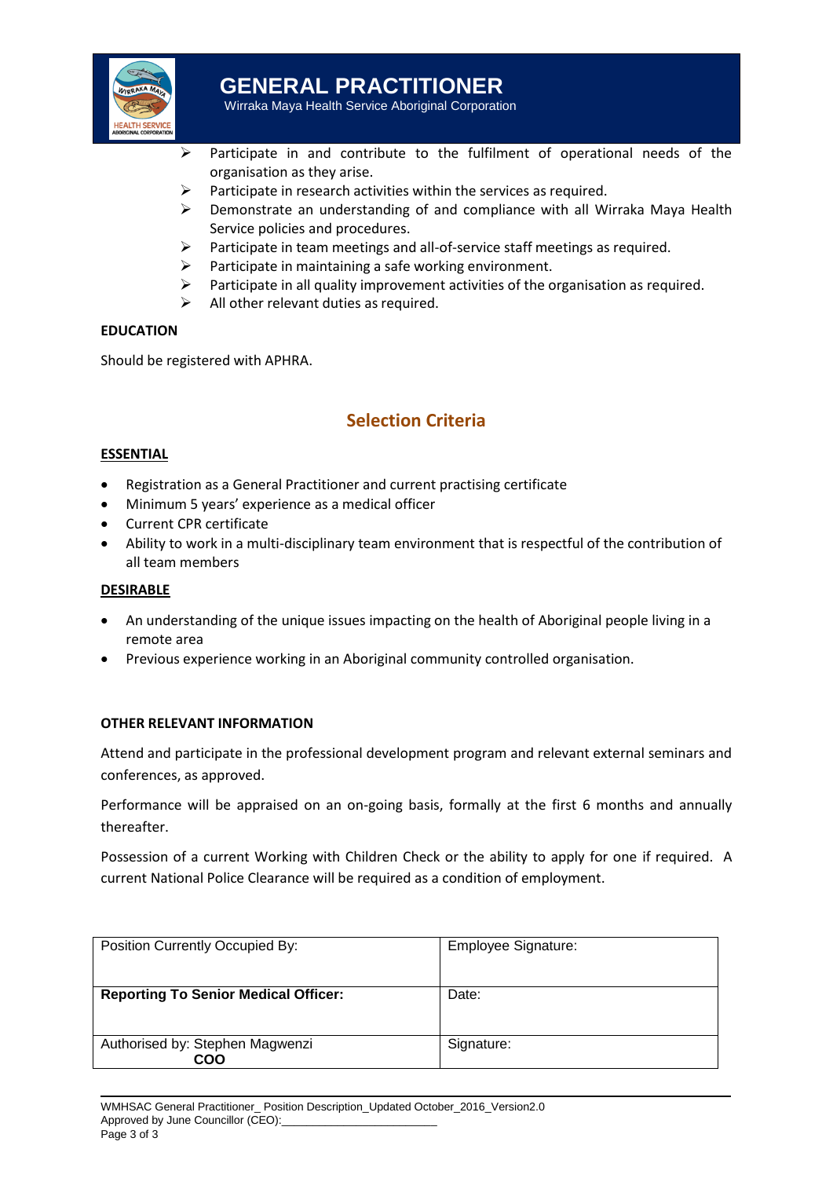- Participate in and contribute to the fulfilment of operational needs of the organisation as they arise.
- Participate in research activities within the services as required.
- Demonstrate an understanding of and compliance with all Wirraka Maya Health Service policies and procedures.
- Participate in team meetings and all-of-service staff meetings as required.
- Participate in maintaining a safe working environment.
- Participate in all quality improvement activities of the organisation as required.
- All other relevant duties as required.

**EDUCATION**

Should be registered with APHRA.

## Selection Criteria

**ESSENTIAL**

- Registration as a General Practitioner and current practising certificate
- Minimum 5 years' experience as a medical officer
- Current CPR certificate
- Ability to work in a multi-disciplinary team environment that is respectful of the contribution of all team members

**DESIRABLE**

- An understanding of the unique issues impacting on the health of Aboriginal people living in a remote area
- Previous experience working in an Aboriginal community controlled organisation.

**OTHER RELEVANT INFORMATION**

Attend and participate in the professional development program and relevant external seminars and conferences, as approved.

Performance will be appraised on an on-going basis, formally at the first 6 months and annually thereafter.

Possession of a current Working with Children Check or the ability to apply for one if required. A current National Police Clearance will be required as a condition of employment.

| | |
|---|---|
| Position Currently Occupied By: | Employee Signature: |
| **Reporting To Senior Medical Officer:** | Date: |
| Authorised by: Stephen Magwenzi **COO** | Signature: |

WMHSAC General Practitioner_ Position Description_Updated October_2016_Version2.0
Approved by June Councillor (CEO):________________________